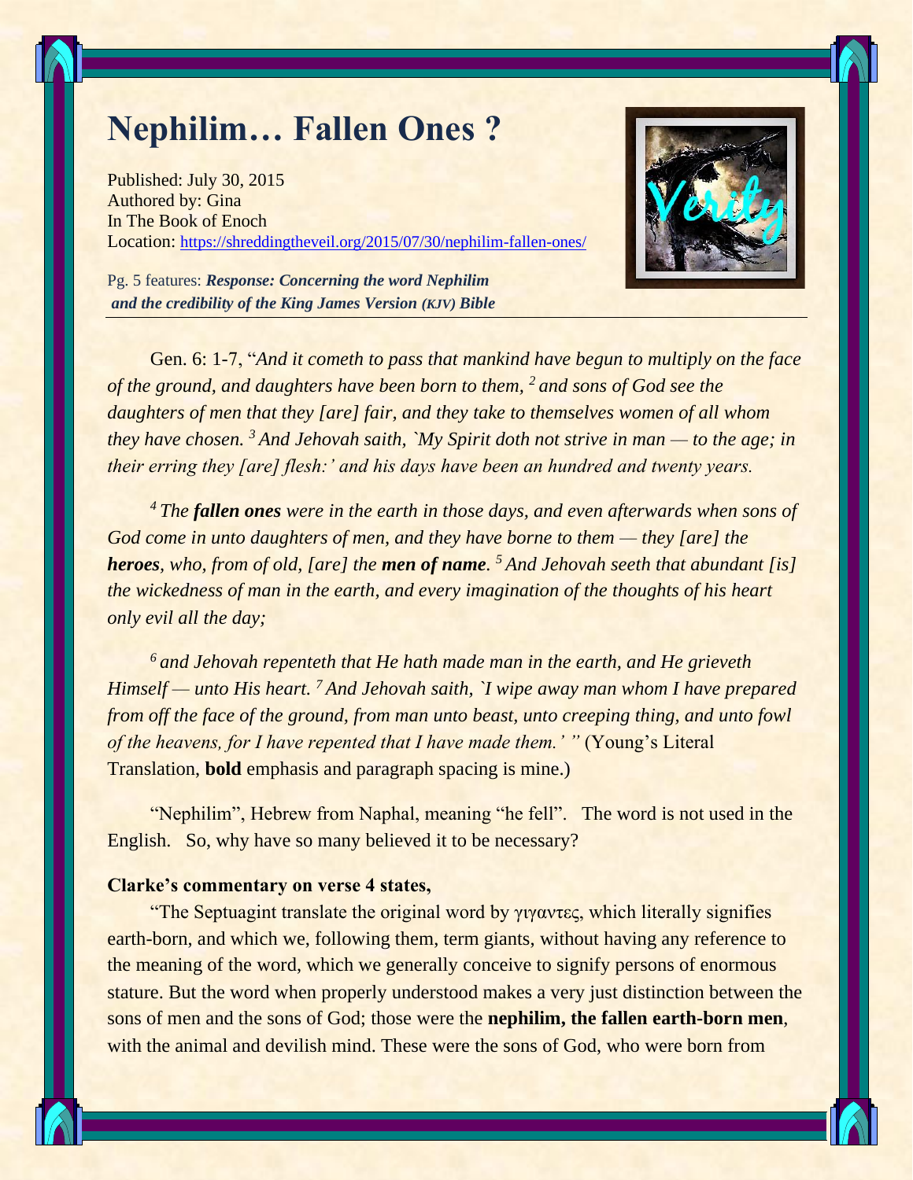# Nephilim… Fallen Ones ?

Published: July 30, 2015
Authored by: Gina
In The Book of Enoch
Location: https://shreddingtheveil.org/2015/07/30/nephilim-fallen-ones/

Pg. 5 features: ***Response: Concerning the word Nephilim and the credibility of the King James Version (KJV) Bible***

---

Gen. 6: 1-7, "*And it cometh to pass that mankind have begun to multiply on the face of the ground, and daughters have been born to them,* [2] *and sons of God see the daughters of men that they [are] fair, and they take to themselves women of all whom they have chosen.* [3] *And Jehovah saith, `My Spirit doth not strive in man — to the age; in their erring they [are] flesh:' and his days have been an hundred and twenty years.*

[4] *The* ***fallen ones*** *were in the earth in those days, and even afterwards when sons of God come in unto daughters of men, and they have borne to them — they [are] the* ***heroes****, who, from of old, [are] the* ***men of name****.* [5] *And Jehovah seeth that abundant [is] the wickedness of man in the earth, and every imagination of the thoughts of his heart only evil all the day;*

[6] *and Jehovah repenteth that He hath made man in the earth, and He grieveth Himself — unto His heart.* [7] *And Jehovah saith, `I wipe away man whom I have prepared from off the face of the ground, from man unto beast, unto creeping thing, and unto fowl of the heavens, for I have repented that I have made them.' "* (Young's Literal Translation, **bold** emphasis and paragraph spacing is mine.)

"Nephilim", Hebrew from Naphal, meaning "he fell". The word is not used in the English. So, why have so many believed it to be necessary?

**Clarke's commentary on verse 4 states,**

"The Septuagint translate the original word by γιγαντες, which literally signifies earth-born, and which we, following them, term giants, without having any reference to the meaning of the word, which we generally conceive to signify persons of enormous stature. But the word when properly understood makes a very just distinction between the sons of men and the sons of God; those were the **nephilim, the fallen earth-born men**, with the animal and devilish mind. These were the sons of God, who were born from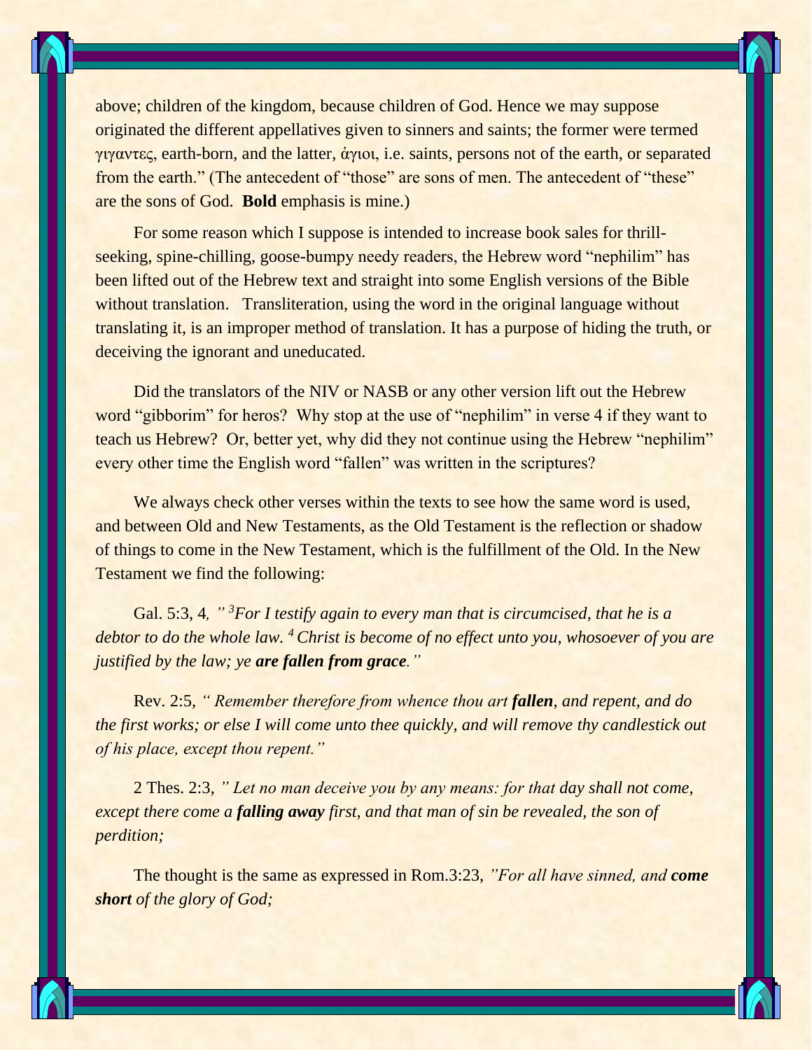above; children of the kingdom, because children of God. Hence we may suppose originated the different appellatives given to sinners and saints; the former were termed γιγαντες, earth-born, and the latter, ἁγιοι, i.e. saints, persons not of the earth, or separated from the earth." (The antecedent of "those" are sons of men. The antecedent of "these" are the sons of God. **Bold** emphasis is mine.)

For some reason which I suppose is intended to increase book sales for thrill-seeking, spine-chilling, goose-bumpy needy readers, the Hebrew word "nephilim" has been lifted out of the Hebrew text and straight into some English versions of the Bible without translation. Transliteration, using the word in the original language without translating it, is an improper method of translation. It has a purpose of hiding the truth, or deceiving the ignorant and uneducated.

Did the translators of the NIV or NASB or any other version lift out the Hebrew word "gibborim" for heros? Why stop at the use of "nephilim" in verse 4 if they want to teach us Hebrew? Or, better yet, why did they not continue using the Hebrew "nephilim" every other time the English word "fallen" was written in the scriptures?

We always check other verses within the texts to see how the same word is used, and between Old and New Testaments, as the Old Testament is the reflection or shadow of things to come in the New Testament, which is the fulfillment of the Old. In the New Testament we find the following:

Gal. 5:3, 4, *" [3]For I testify again to every man that is circumcised, that he is a debtor to do the whole law. [4] Christ is become of no effect unto you, whosoever of you are justified by the law; ye **are fallen from grace**."*

Rev. 2:5, *" Remember therefore from whence thou art **fallen**, and repent, and do the first works; or else I will come unto thee quickly, and will remove thy candlestick out of his place, except thou repent."*

2 Thes. 2:3, *" Let no man deceive you by any means: for that day shall not come, except there come a **falling away** first, and that man of sin be revealed, the son of perdition;*

The thought is the same as expressed in Rom.3:23, *"For all have sinned, and **come short** of the glory of God;*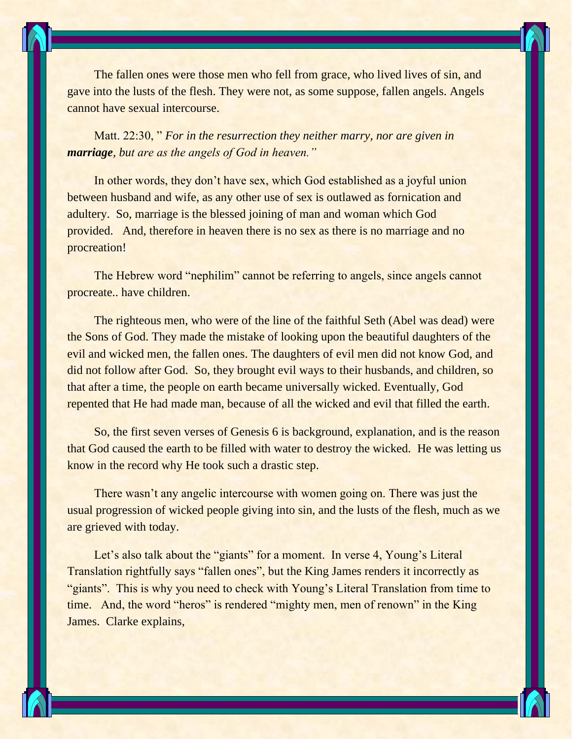The fallen ones were those men who fell from grace, who lived lives of sin, and gave into the lusts of the flesh. They were not, as some suppose, fallen angels. Angels cannot have sexual intercourse.

Matt. 22:30, " *For in the resurrection they neither marry, nor are given in* ***marriage****, but are as the angels of God in heaven."*

In other words, they don't have sex, which God established as a joyful union between husband and wife, as any other use of sex is outlawed as fornication and adultery. So, marriage is the blessed joining of man and woman which God provided. And, therefore in heaven there is no sex as there is no marriage and no procreation!

The Hebrew word "nephilim" cannot be referring to angels, since angels cannot procreate.. have children.

The righteous men, who were of the line of the faithful Seth (Abel was dead) were the Sons of God. They made the mistake of looking upon the beautiful daughters of the evil and wicked men, the fallen ones. The daughters of evil men did not know God, and did not follow after God. So, they brought evil ways to their husbands, and children, so that after a time, the people on earth became universally wicked. Eventually, God repented that He had made man, because of all the wicked and evil that filled the earth.

So, the first seven verses of Genesis 6 is background, explanation, and is the reason that God caused the earth to be filled with water to destroy the wicked. He was letting us know in the record why He took such a drastic step.

There wasn't any angelic intercourse with women going on. There was just the usual progression of wicked people giving into sin, and the lusts of the flesh, much as we are grieved with today.

Let's also talk about the "giants" for a moment. In verse 4, Young's Literal Translation rightfully says "fallen ones", but the King James renders it incorrectly as "giants". This is why you need to check with Young's Literal Translation from time to time. And, the word "heros" is rendered "mighty men, men of renown" in the King James. Clarke explains,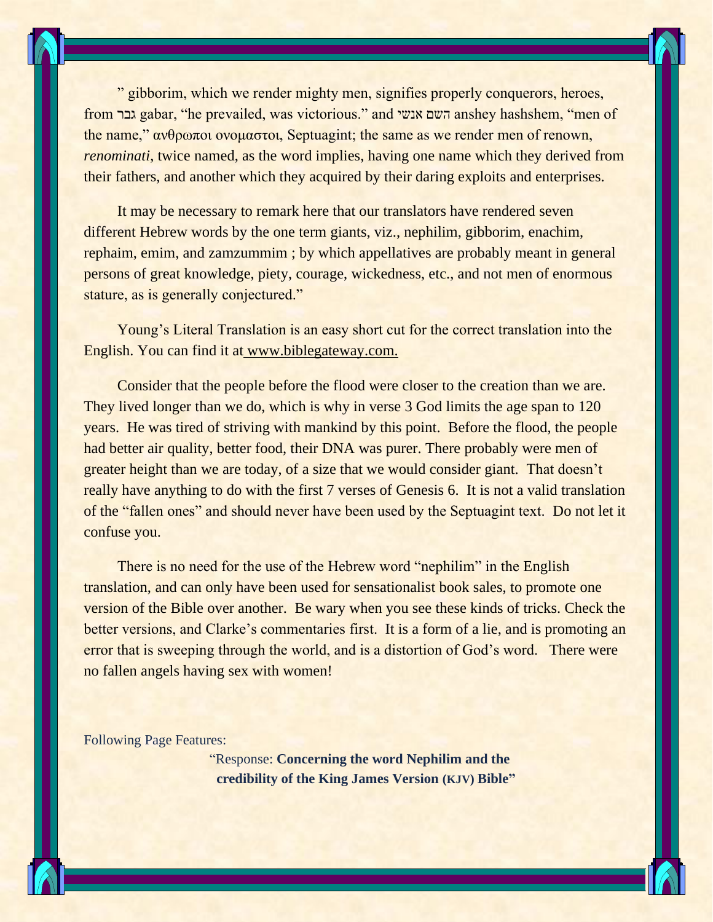" gibborim, which we render mighty men, signifies properly conquerors, heroes, from גבר gabar, "he prevailed, was victorious." and אנשי השם anshey hashshem, "men of the name," ανθρωποι ονομαστοι, Septuagint; the same as we render men of renown, *renominati*, twice named, as the word implies, having one name which they derived from their fathers, and another which they acquired by their daring exploits and enterprises.

It may be necessary to remark here that our translators have rendered seven different Hebrew words by the one term giants, viz., nephilim, gibborim, enachim, rephaim, emim, and zamzummim ; by which appellatives are probably meant in general persons of great knowledge, piety, courage, wickedness, etc., and not men of enormous stature, as is generally conjectured."

Young's Literal Translation is an easy short cut for the correct translation into the English. You can find it at www.biblegateway.com.

Consider that the people before the flood were closer to the creation than we are. They lived longer than we do, which is why in verse 3 God limits the age span to 120 years. He was tired of striving with mankind by this point. Before the flood, the people had better air quality, better food, their DNA was purer. There probably were men of greater height than we are today, of a size that we would consider giant. That doesn't really have anything to do with the first 7 verses of Genesis 6. It is not a valid translation of the "fallen ones" and should never have been used by the Septuagint text. Do not let it confuse you.

There is no need for the use of the Hebrew word "nephilim" in the English translation, and can only have been used for sensationalist book sales, to promote one version of the Bible over another. Be wary when you see these kinds of tricks. Check the better versions, and Clarke's commentaries first. It is a form of a lie, and is promoting an error that is sweeping through the world, and is a distortion of God's word. There were no fallen angels having sex with women!

Following Page Features:

"Response: **Concerning the word Nephilim and the credibility of the King James Version (KJV) Bible"**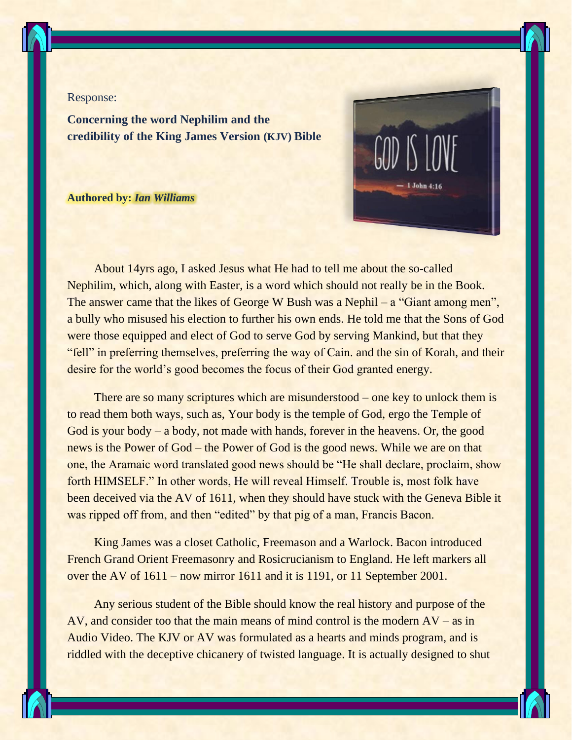Response:

**Concerning the word Nephilim and the credibility of the King James Version (KJV) Bible**

**Authored by:** ***Ian Williams***

About 14yrs ago, I asked Jesus what He had to tell me about the so-called Nephilim, which, along with Easter, is a word which should not really be in the Book. The answer came that the likes of George W Bush was a Nephil – a "Giant among men", a bully who misused his election to further his own ends. He told me that the Sons of God were those equipped and elect of God to serve God by serving Mankind, but that they "fell" in preferring themselves, preferring the way of Cain. and the sin of Korah, and their desire for the world's good becomes the focus of their God granted energy.

There are so many scriptures which are misunderstood – one key to unlock them is to read them both ways, such as, Your body is the temple of God, ergo the Temple of God is your body – a body, not made with hands, forever in the heavens. Or, the good news is the Power of God – the Power of God is the good news. While we are on that one, the Aramaic word translated good news should be "He shall declare, proclaim, show forth HIMSELF." In other words, He will reveal Himself. Trouble is, most folk have been deceived via the AV of 1611, when they should have stuck with the Geneva Bible it was ripped off from, and then "edited" by that pig of a man, Francis Bacon.

King James was a closet Catholic, Freemason and a Warlock. Bacon introduced French Grand Orient Freemasonry and Rosicrucianism to England. He left markers all over the AV of 1611 – now mirror 1611 and it is 1191, or 11 September 2001.

Any serious student of the Bible should know the real history and purpose of the AV, and consider too that the main means of mind control is the modern AV – as in Audio Video. The KJV or AV was formulated as a hearts and minds program, and is riddled with the deceptive chicanery of twisted language. It is actually designed to shut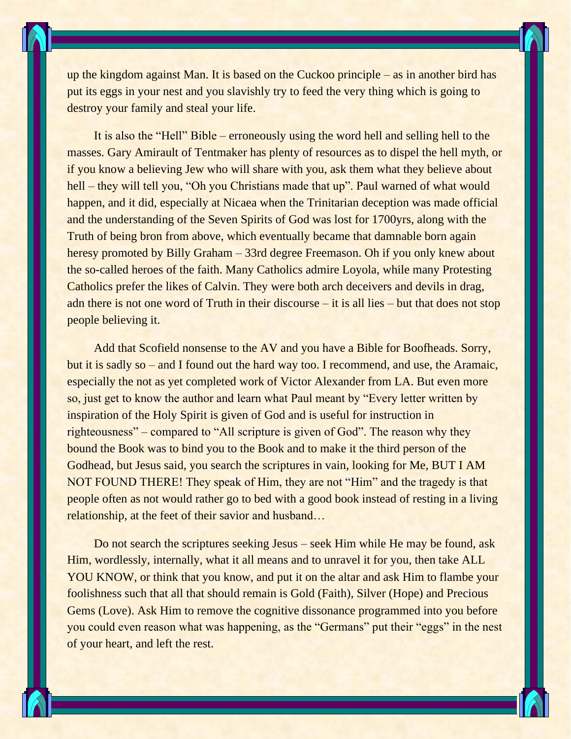up the kingdom against Man. It is based on the Cuckoo principle – as in another bird has put its eggs in your nest and you slavishly try to feed the very thing which is going to destroy your family and steal your life.

It is also the "Hell" Bible – erroneously using the word hell and selling hell to the masses. Gary Amirault of Tentmaker has plenty of resources as to dispel the hell myth, or if you know a believing Jew who will share with you, ask them what they believe about hell – they will tell you, "Oh you Christians made that up". Paul warned of what would happen, and it did, especially at Nicaea when the Trinitarian deception was made official and the understanding of the Seven Spirits of God was lost for 1700yrs, along with the Truth of being bron from above, which eventually became that damnable born again heresy promoted by Billy Graham – 33rd degree Freemason. Oh if you only knew about the so-called heroes of the faith. Many Catholics admire Loyola, while many Protesting Catholics prefer the likes of Calvin. They were both arch deceivers and devils in drag, adn there is not one word of Truth in their discourse – it is all lies – but that does not stop people believing it.

Add that Scofield nonsense to the AV and you have a Bible for Boofheads. Sorry, but it is sadly so – and I found out the hard way too. I recommend, and use, the Aramaic, especially the not as yet completed work of Victor Alexander from LA. But even more so, just get to know the author and learn what Paul meant by "Every letter written by inspiration of the Holy Spirit is given of God and is useful for instruction in righteousness" – compared to "All scripture is given of God". The reason why they bound the Book was to bind you to the Book and to make it the third person of the Godhead, but Jesus said, you search the scriptures in vain, looking for Me, BUT I AM NOT FOUND THERE! They speak of Him, they are not "Him" and the tragedy is that people often as not would rather go to bed with a good book instead of resting in a living relationship, at the feet of their savior and husband…

Do not search the scriptures seeking Jesus – seek Him while He may be found, ask Him, wordlessly, internally, what it all means and to unravel it for you, then take ALL YOU KNOW, or think that you know, and put it on the altar and ask Him to flambe your foolishness such that all that should remain is Gold (Faith), Silver (Hope) and Precious Gems (Love). Ask Him to remove the cognitive dissonance programmed into you before you could even reason what was happening, as the "Germans" put their "eggs" in the nest of your heart, and left the rest.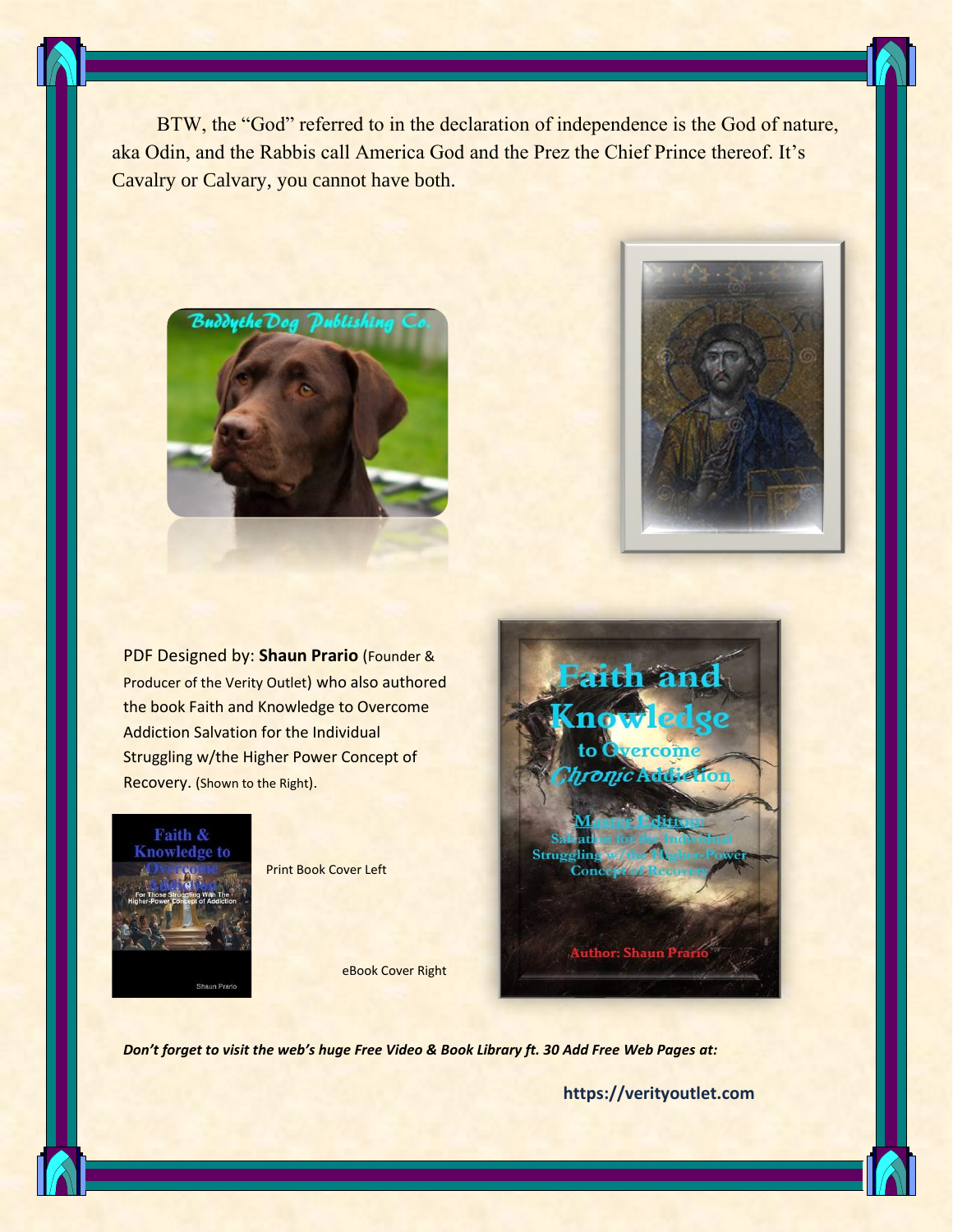BTW, the "God" referred to in the declaration of independence is the God of nature, aka Odin, and the Rabbis call America God and the Prez the Chief Prince thereof. It's Cavalry or Calvary, you cannot have both.

PDF Designed by: **Shaun Prario** (Founder & Producer of the Verity Outlet) who also authored the book Faith and Knowledge to Overcome Addiction Salvation for the Individual Struggling w/the Higher Power Concept of Recovery. (Shown to the Right).

Print Book Cover Left

eBook Cover Right

***Don't forget to visit the web's huge Free Video & Book Library ft. 30 Add Free Web Pages at:***

**https://verityoutlet.com**